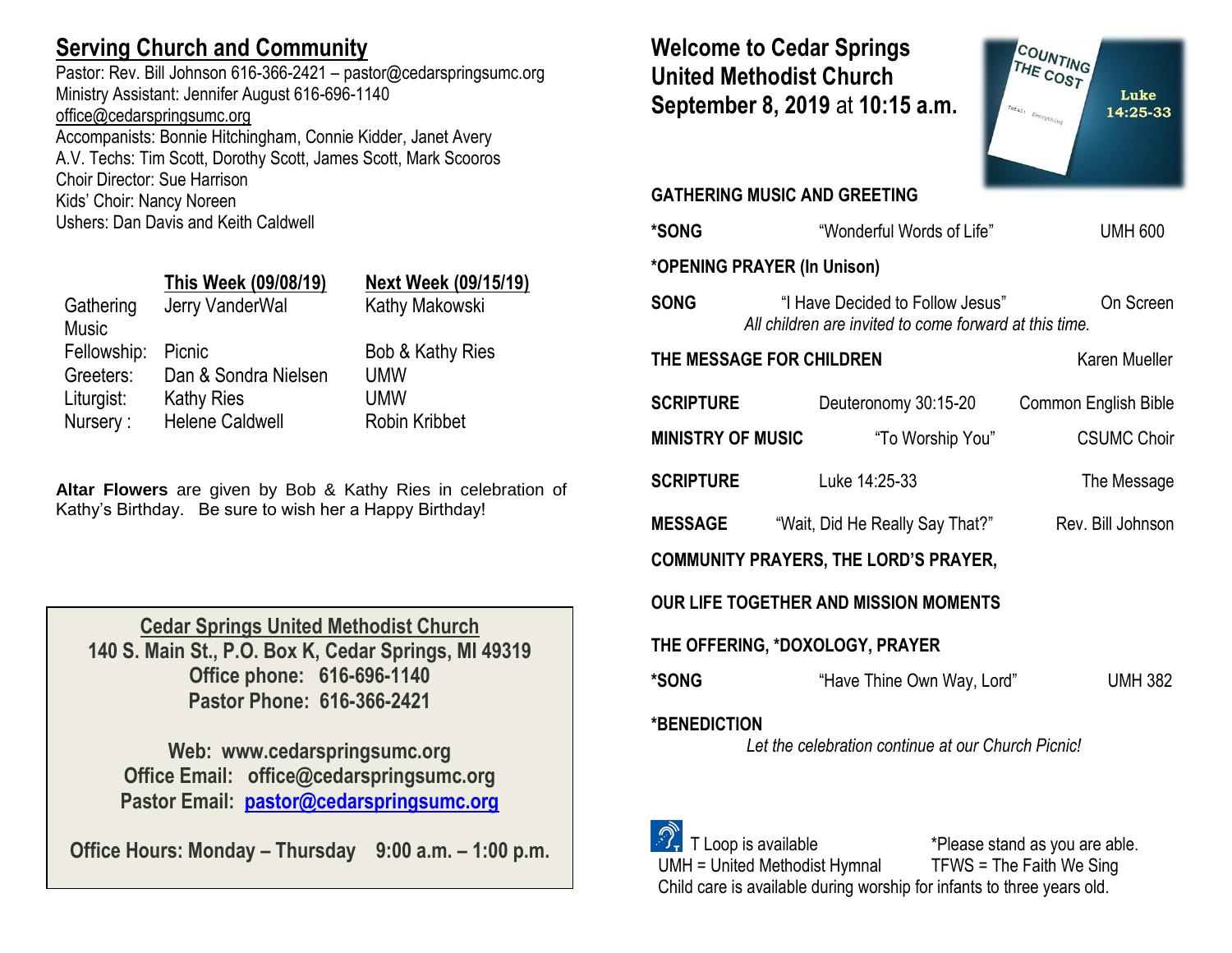## Serving Church and Community

Pastor: Rev. Bill Johnson 616-366-2421 – pastor@cedarspringsumc.org
Ministry Assistant: Jennifer August 616-696-1140
office@cedarspringsumc.org
Accompanists: Bonnie Hitchingham, Connie Kidder, Janet Avery
A.V. Techs: Tim Scott, Dorothy Scott, James Scott, Mark Scooros
Choir Director: Sue Harrison
Kids' Choir: Nancy Noreen
Ushers: Dan Davis and Keith Caldwell

| | This Week (09/08/19) | Next Week (09/15/19) |
|---|---|---|
| Gathering Music | Jerry VanderWal | Kathy Makowski |
| Fellowship: | Picnic | Bob & Kathy Ries |
| Greeters: | Dan & Sondra Nielsen | UMW |
| Liturgist: | Kathy Ries | UMW |
| Nursery : | Helene Caldwell | Robin Kribbet |

**Altar Flowers** are given by Bob & Kathy Ries in celebration of Kathy's Birthday. Be sure to wish her a Happy Birthday!

**Cedar Springs United Methodist Church**
**140 S. Main St., P.O. Box K, Cedar Springs, MI 49319**
**Office phone: 616-696-1140**
**Pastor Phone: 616-366-2421**

**Web: www.cedarspringsumc.org**
**Office Email: office@cedarspringsumc.org**
**Pastor Email: pastor@cedarspringsumc.org**

**Office Hours: Monday – Thursday 9:00 a.m. – 1:00 p.m.**

# Welcome to Cedar Springs United Methodist Church September 8, 2019 at 10:15 a.m.

COUNTING THE COST
Total: Everything
Luke 14:25-33

**GATHERING MUSIC AND GREETING**

**\*SONG** "Wonderful Words of Life" UMH 600

**\*OPENING PRAYER (In Unison)**

**SONG** "I Have Decided to Follow Jesus" On Screen
*All children are invited to come forward at this time.*

**THE MESSAGE FOR CHILDREN** Karen Mueller

**SCRIPTURE** Deuteronomy 30:15-20 Common English Bible

**MINISTRY OF MUSIC** "To Worship You" CSUMC Choir

**SCRIPTURE** Luke 14:25-33 The Message

**MESSAGE** "Wait, Did He Really Say That?" Rev. Bill Johnson

**COMMUNITY PRAYERS, THE LORD'S PRAYER,**

**OUR LIFE TOGETHER AND MISSION MOMENTS**

**THE OFFERING, \*DOXOLOGY, PRAYER**

**\*SONG** "Have Thine Own Way, Lord" UMH 382

**\*BENEDICTION**
*Let the celebration continue at our Church Picnic!*

T Loop is available
\*Please stand as you are able.
UMH = United Methodist Hymnal
TFWS = The Faith We Sing
Child care is available during worship for infants to three years old.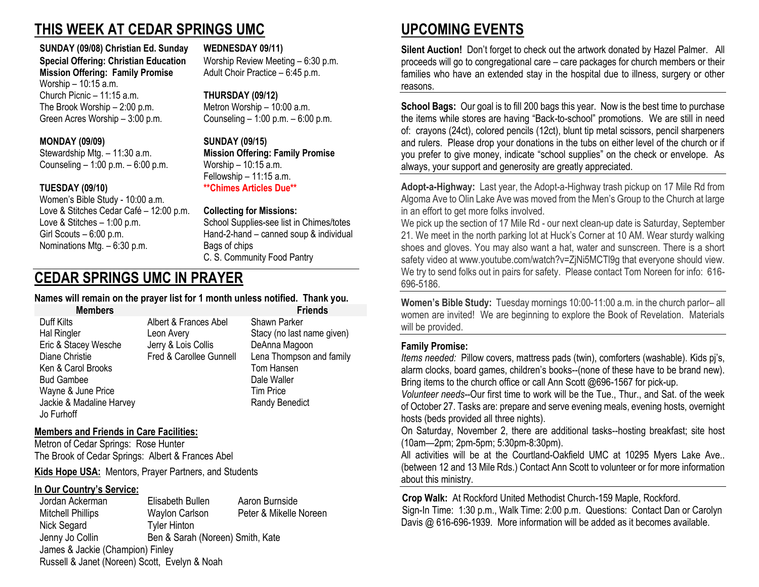# THIS WEEK AT CEDAR SPRINGS UMC

**SUNDAY (09/08) Christian Ed. Sunday**
**Special Offering: Christian Education**
**Mission Offering: Family Promise**
Worship – 10:15 a.m.
Church Picnic – 11:15 a.m.
The Brook Worship – 2:00 p.m.
Green Acres Worship – 3:00 p.m.

**MONDAY (09/09)**
Stewardship Mtg. – 11:30 a.m.
Counseling – 1:00 p.m. – 6:00 p.m.

**TUESDAY (09/10)**
Women's Bible Study - 10:00 a.m.
Love & Stitches Cedar Café – 12:00 p.m.
Love & Stitches – 1:00 p.m.
Girl Scouts – 6:00 p.m.
Nominations Mtg. – 6:30 p.m.

**WEDNESDAY 09/11)**
Worship Review Meeting – 6:30 p.m.
Adult Choir Practice – 6:45 p.m.

**THURSDAY (09/12)**
Metron Worship – 10:00 a.m.
Counseling – 1:00 p.m. – 6:00 p.m.

**SUNDAY (09/15)**
**Mission Offering: Family Promise**
Worship – 10:15 a.m.
Fellowship – 11:15 a.m.
**\*\*Chimes Articles Due\*\***

**Collecting for Missions:**
School Supplies-see list in Chimes/totes
Hand-2-hand – canned soup & individual Bags of chips
C. S. Community Food Pantry

# CEDAR SPRINGS UMC IN PRAYER

**Names will remain on the prayer list for 1 month unless notified. Thank you.**

| Members | | Friends |
|---|---|---|
| Duff Kilts | Albert & Frances Abel | Shawn Parker |
| Hal Ringler | Leon Avery | Stacy (no last name given) |
| Eric & Stacey Wesche | Jerry & Lois Collis | DeAnna Magoon |
| Diane Christie | Fred & Carollee Gunnell | Lena Thompson and family |
| Ken & Carol Brooks | | Tom Hansen |
| Bud Gambee | | Dale Waller |
| Wayne & June Price | | Tim Price |
| Jackie & Madaline Harvey | | Randy Benedict |
| Jo Furhoff | | |

**Members and Friends in Care Facilities:**
Metron of Cedar Springs: Rose Hunter
The Brook of Cedar Springs: Albert & Frances Abel

**Kids Hope USA:** Mentors, Prayer Partners, and Students

**In Our Country's Service:**

| | | |
|---|---|---|
| Jordan Ackerman | Elisabeth Bullen | Aaron Burnside |
| Mitchell Phillips | Waylon Carlson | Peter & Mikelle Noreen |
| Nick Segard | Tyler Hinton | |
| Jenny Jo Collin | Ben & Sarah (Noreen) Smith, Kate | |

James & Jackie (Champion) Finley
Russell & Janet (Noreen) Scott, Evelyn & Noah

# UPCOMING EVENTS

**Silent Auction!** Don't forget to check out the artwork donated by Hazel Palmer. All proceeds will go to congregational care – care packages for church members or their families who have an extended stay in the hospital due to illness, surgery or other reasons.

**School Bags:** Our goal is to fill 200 bags this year. Now is the best time to purchase the items while stores are having "Back-to-school" promotions. We are still in need of: crayons (24ct), colored pencils (12ct), blunt tip metal scissors, pencil sharpeners and rulers. Please drop your donations in the tubs on either level of the church or if you prefer to give money, indicate "school supplies" on the check or envelope. As always, your support and generosity are greatly appreciated.

**Adopt-a-Highway:** Last year, the Adopt-a-Highway trash pickup on 17 Mile Rd from Algoma Ave to Olin Lake Ave was moved from the Men's Group to the Church at large in an effort to get more folks involved.
We pick up the section of 17 Mile Rd - our next clean-up date is Saturday, September 21. We meet in the north parking lot at Huck's Corner at 10 AM. Wear sturdy walking shoes and gloves. You may also want a hat, water and sunscreen. There is a short safety video at www.youtube.com/watch?v=ZjNi5MCTl9g that everyone should view. We try to send folks out in pairs for safety. Please contact Tom Noreen for info: 616-696-5186.

**Women's Bible Study:** Tuesday mornings 10:00-11:00 a.m. in the church parlor– all women are invited! We are beginning to explore the Book of Revelation. Materials will be provided.

**Family Promise:**
*Items needed:* Pillow covers, mattress pads (twin), comforters (washable). Kids pj's, alarm clocks, board games, children's books--(none of these have to be brand new). Bring items to the church office or call Ann Scott @696-1567 for pick-up.
*Volunteer needs*--Our first time to work will be the Tue., Thur., and Sat. of the week of October 27. Tasks are: prepare and serve evening meals, evening hosts, overnight hosts (beds provided all three nights).
On Saturday, November 2, there are additional tasks--hosting breakfast; site host (10am—2pm; 2pm-5pm; 5:30pm-8:30pm).
All activities will be at the Courtland-Oakfield UMC at 10295 Myers Lake Ave.. (between 12 and 13 Mile Rds.) Contact Ann Scott to volunteer or for more information about this ministry.

**Crop Walk:** At Rockford United Methodist Church-159 Maple, Rockford.
Sign-In Time: 1:30 p.m., Walk Time: 2:00 p.m. Questions: Contact Dan or Carolyn Davis @ 616-696-1939. More information will be added as it becomes available.